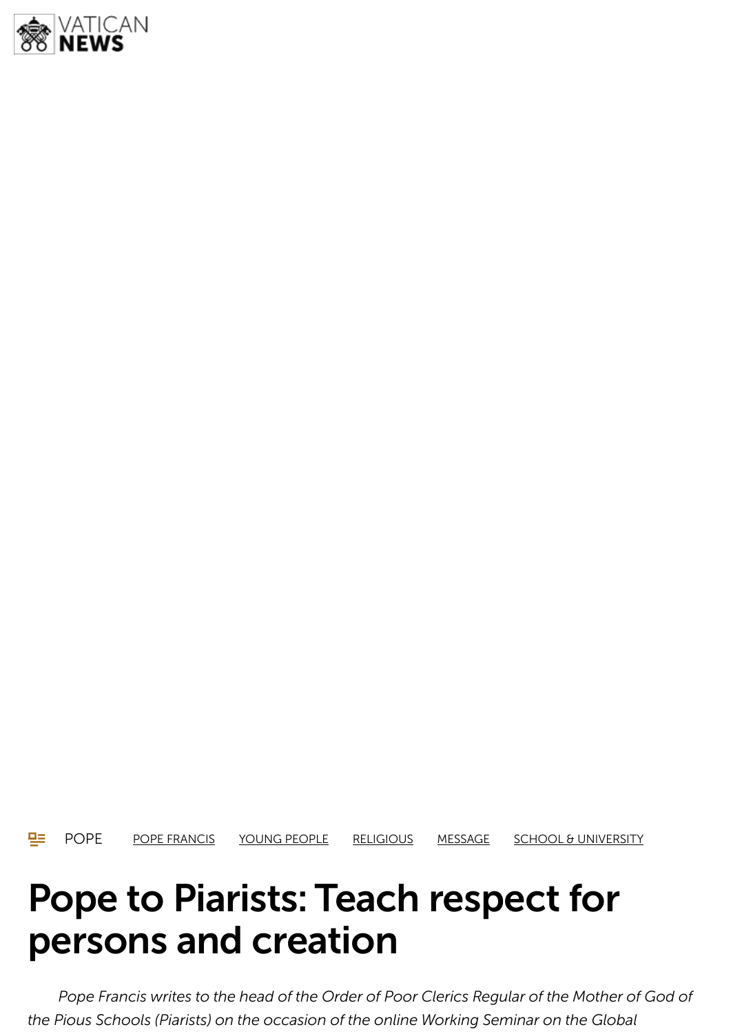POPE   POPE FRANCIS   YOUNG PEOPLE   RELIGIOUS   MESSAGE   SCHOOL & UNIVERSITY

# Pope to Piarists: Teach respect for persons and creation

*Pope Francis writes to the head of the Order of Poor Clerics Regular of the Mother of God of the Pious Schools (Piarists) on the occasion of the online Working Seminar on the Global*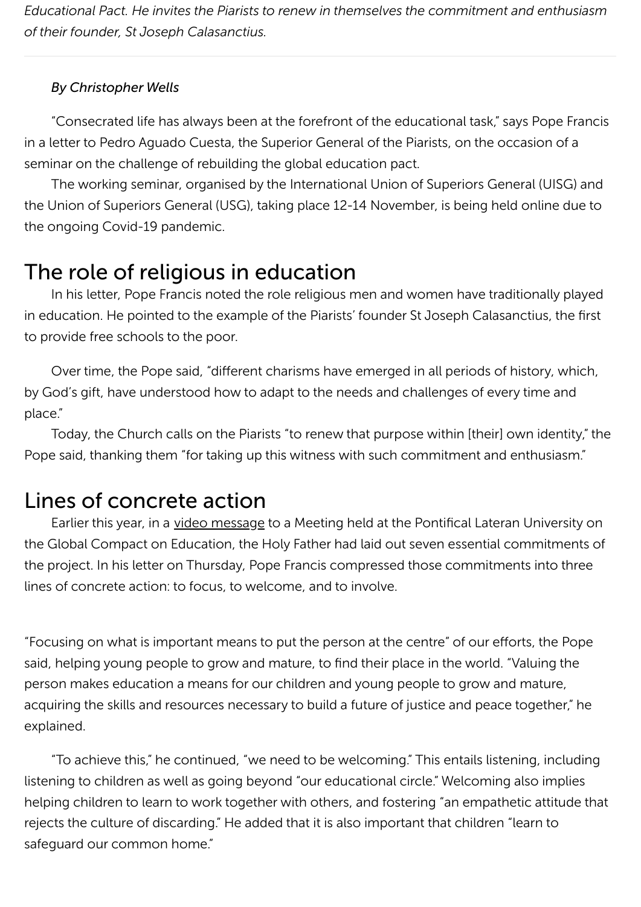*Educational Pact. He invites the Piarists to renew in themselves the commitment and enthusiasm of their founder, St Joseph Calasanctius.*

---

*By Christopher Wells*

"Consecrated life has always been at the forefront of the educational task," says Pope Francis in a letter to Pedro Aguado Cuesta, the Superior General of the Piarists, on the occasion of a seminar on the challenge of rebuilding the global education pact.

The working seminar, organised by the International Union of Superiors General (UISG) and the Union of Superiors General (USG), taking place 12-14 November, is being held online due to the ongoing Covid-19 pandemic.

## The role of religious in education

In his letter, Pope Francis noted the role religious men and women have traditionally played in education. He pointed to the example of the Piarists' founder St Joseph Calasanctius, the first to provide free schools to the poor.

Over time, the Pope said, "different charisms have emerged in all periods of history, which, by God's gift, have understood how to adapt to the needs and challenges of every time and place."

Today, the Church calls on the Piarists "to renew that purpose within [their] own identity," the Pope said, thanking them "for taking up this witness with such commitment and enthusiasm."

## Lines of concrete action

Earlier this year, in a video message to a Meeting held at the Pontifical Lateran University on the Global Compact on Education, the Holy Father had laid out seven essential commitments of the project. In his letter on Thursday, Pope Francis compressed those commitments into three lines of concrete action: to focus, to welcome, and to involve.

"Focusing on what is important means to put the person at the centre" of our efforts, the Pope said, helping young people to grow and mature, to find their place in the world. "Valuing the person makes education a means for our children and young people to grow and mature, acquiring the skills and resources necessary to build a future of justice and peace together," he explained.

"To achieve this," he continued, "we need to be welcoming." This entails listening, including listening to children as well as going beyond "our educational circle." Welcoming also implies helping children to learn to work together with others, and fostering "an empathetic attitude that rejects the culture of discarding." He added that it is also important that children "learn to safeguard our common home."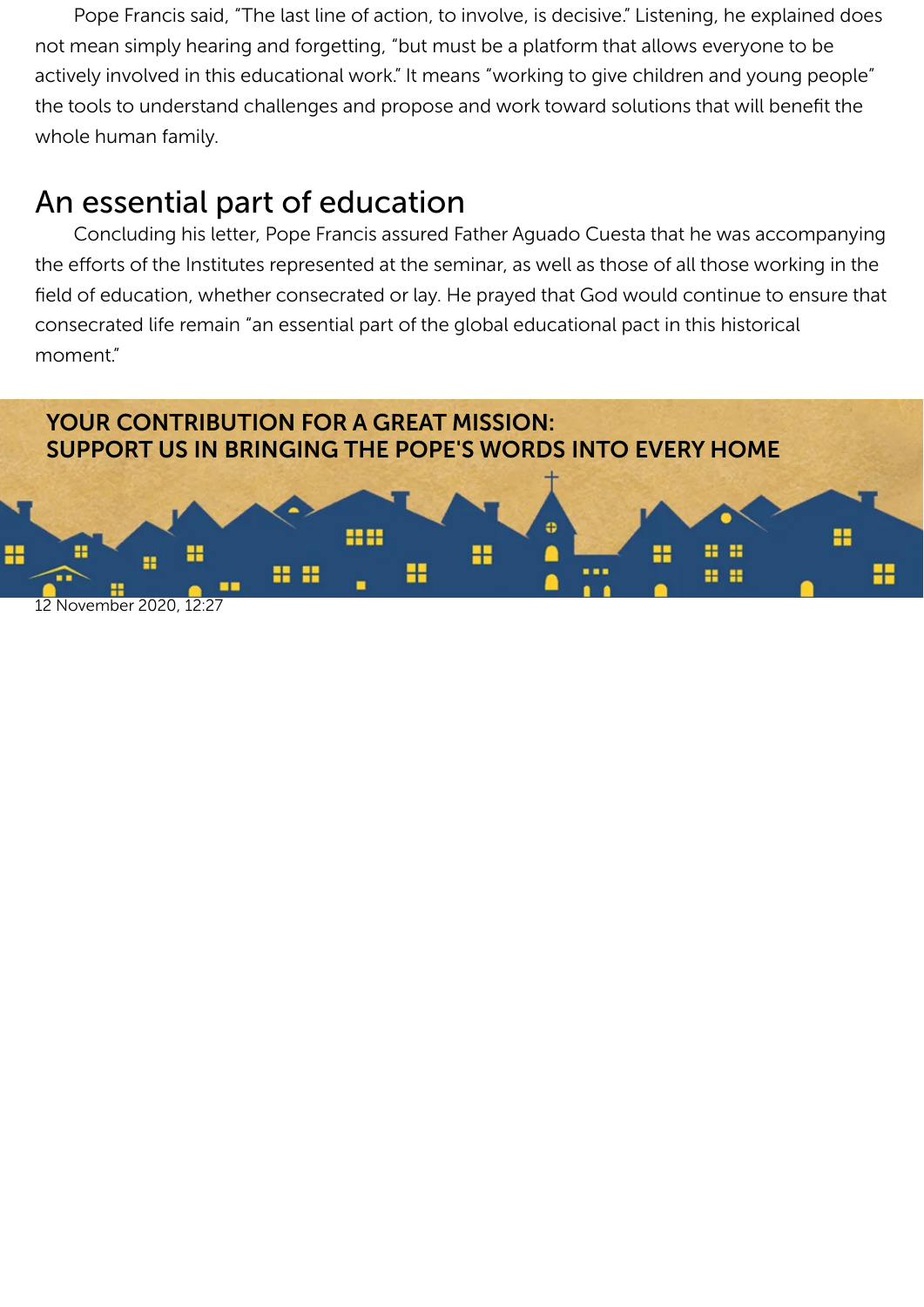Pope Francis said, “The last line of action, to involve, is decisive.” Listening, he explained does not mean simply hearing and forgetting, “but must be a platform that allows everyone to be actively involved in this educational work.” It means “working to give children and young people” the tools to understand challenges and propose and work toward solutions that will benefit the whole human family.

## An essential part of education

Concluding his letter, Pope Francis assured Father Aguado Cuesta that he was accompanying the efforts of the Institutes represented at the seminar, as well as those of all those working in the field of education, whether consecrated or lay. He prayed that God would continue to ensure that consecrated life remain “an essential part of the global educational pact in this historical moment.”

**YOUR CONTRIBUTION FOR A GREAT MISSION:**
**SUPPORT US IN BRINGING THE POPE'S WORDS INTO EVERY HOME**

12 November 2020, 12:27